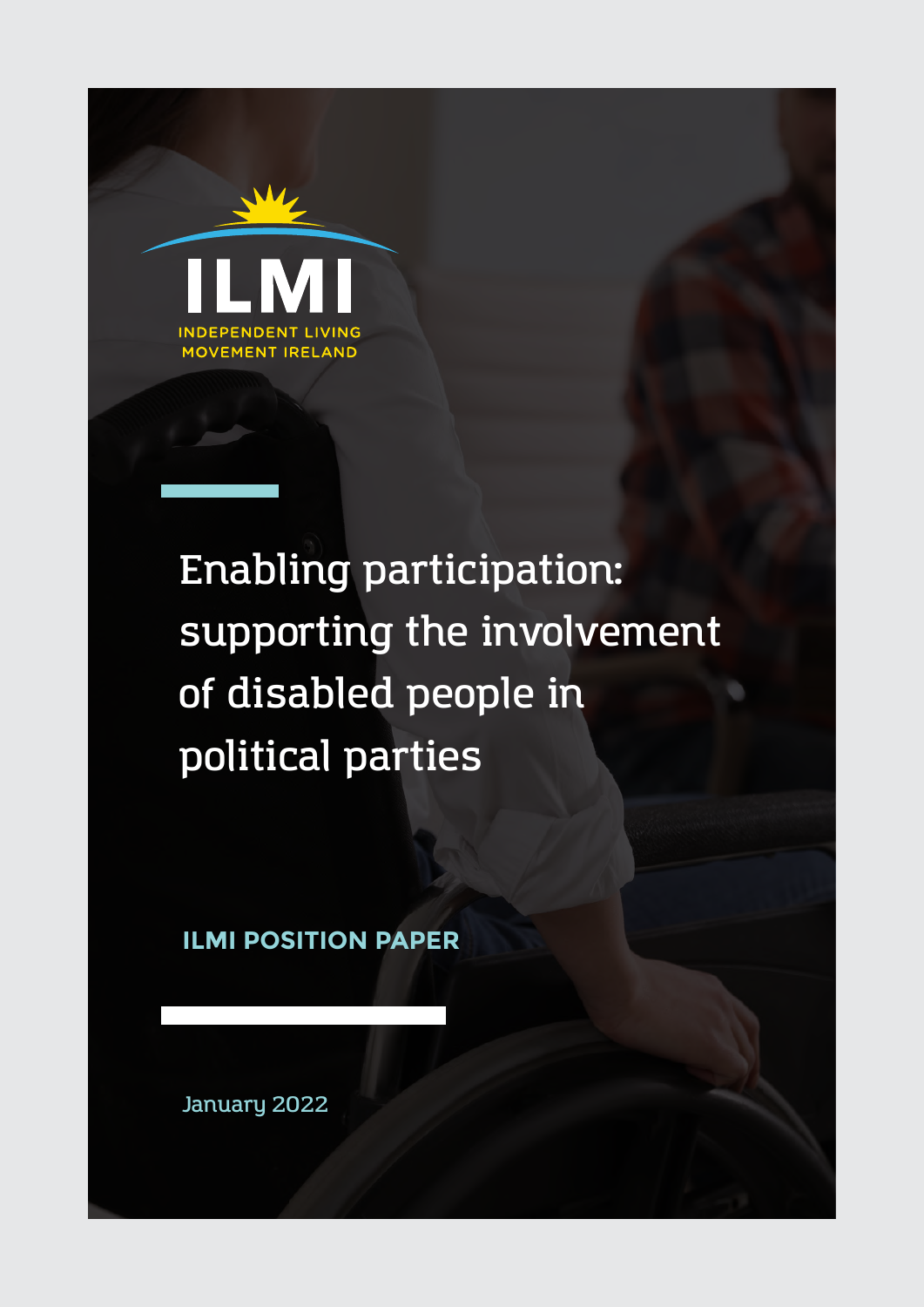ILMI

INDEPENDENT LIVING MOVEMENT IRELAND

# Enabling participation: supporting the involvement of disabled people in political parties

**ILMI POSITION PAPER**

January 2022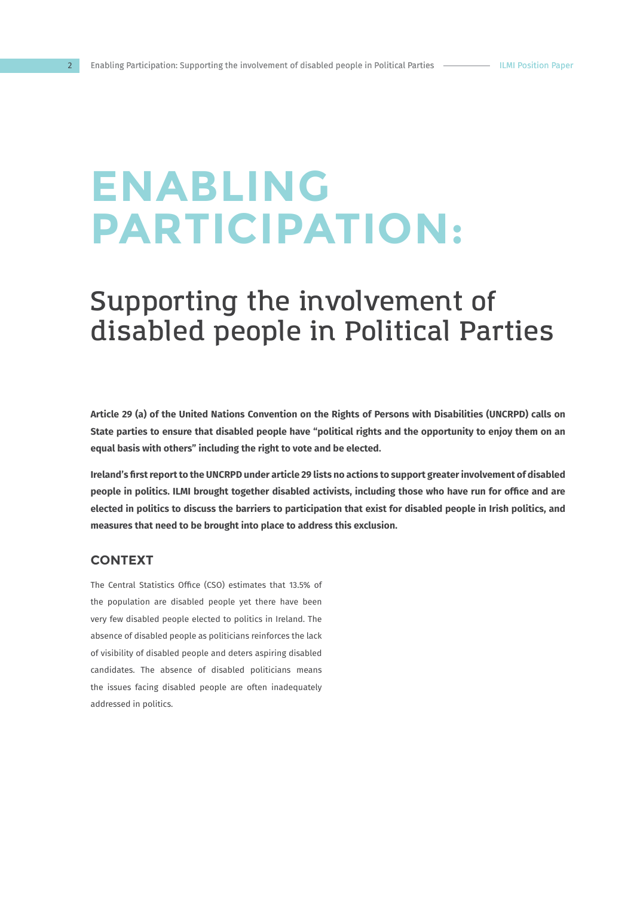# ENABLING PARTICIPATION:

## Supporting the involvement of disabled people in Political Parties

**Article 29 (a) of the United Nations Convention on the Rights of Persons with Disabilities (UNCRPD) calls on State parties to ensure that disabled people have "political rights and the opportunity to enjoy them on an equal basis with others" including the right to vote and be elected.**

**Ireland's first report to the UNCRPD under article 29 lists no actions to support greater involvement of disabled people in politics. ILMI brought together disabled activists, including those who have run for office and are elected in politics to discuss the barriers to participation that exist for disabled people in Irish politics, and measures that need to be brought into place to address this exclusion.**

### CONTEXT

The Central Statistics Office (CSO) estimates that 13.5% of the population are disabled people yet there have been very few disabled people elected to politics in Ireland. The absence of disabled people as politicians reinforces the lack of visibility of disabled people and deters aspiring disabled candidates. The absence of disabled politicians means the issues facing disabled people are often inadequately addressed in politics.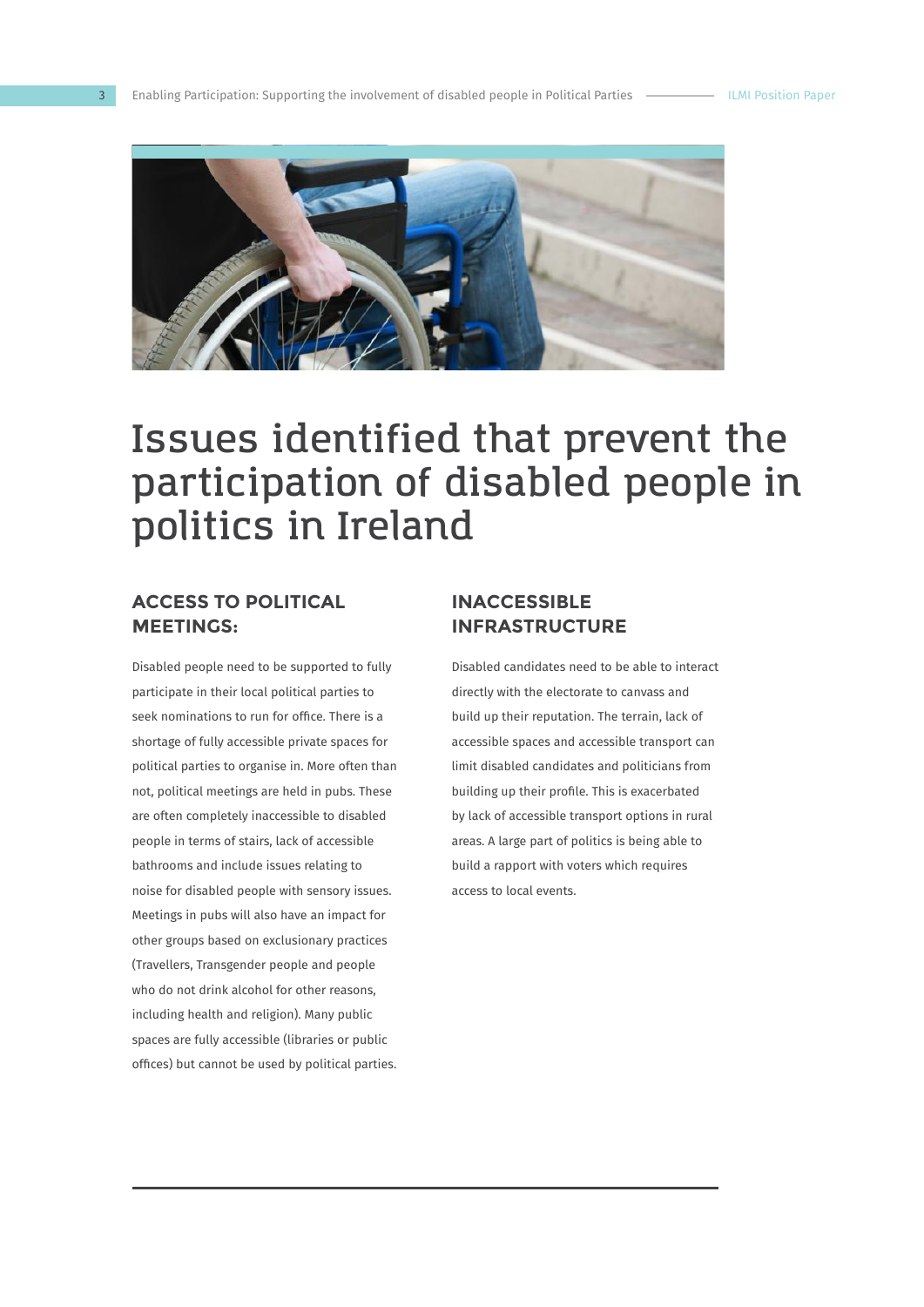# Issues identified that prevent the participation of disabled people in politics in Ireland

## ACCESS TO POLITICAL MEETINGS:

Disabled people need to be supported to fully participate in their local political parties to seek nominations to run for office. There is a shortage of fully accessible private spaces for political parties to organise in. More often than not, political meetings are held in pubs. These are often completely inaccessible to disabled people in terms of stairs, lack of accessible bathrooms and include issues relating to noise for disabled people with sensory issues. Meetings in pubs will also have an impact for other groups based on exclusionary practices (Travellers, Transgender people and people who do not drink alcohol for other reasons, including health and religion). Many public spaces are fully accessible (libraries or public offices) but cannot be used by political parties.

## INACCESSIBLE INFRASTRUCTURE

Disabled candidates need to be able to interact directly with the electorate to canvass and build up their reputation. The terrain, lack of accessible spaces and accessible transport can limit disabled candidates and politicians from building up their profile. This is exacerbated by lack of accessible transport options in rural areas. A large part of politics is being able to build a rapport with voters which requires access to local events.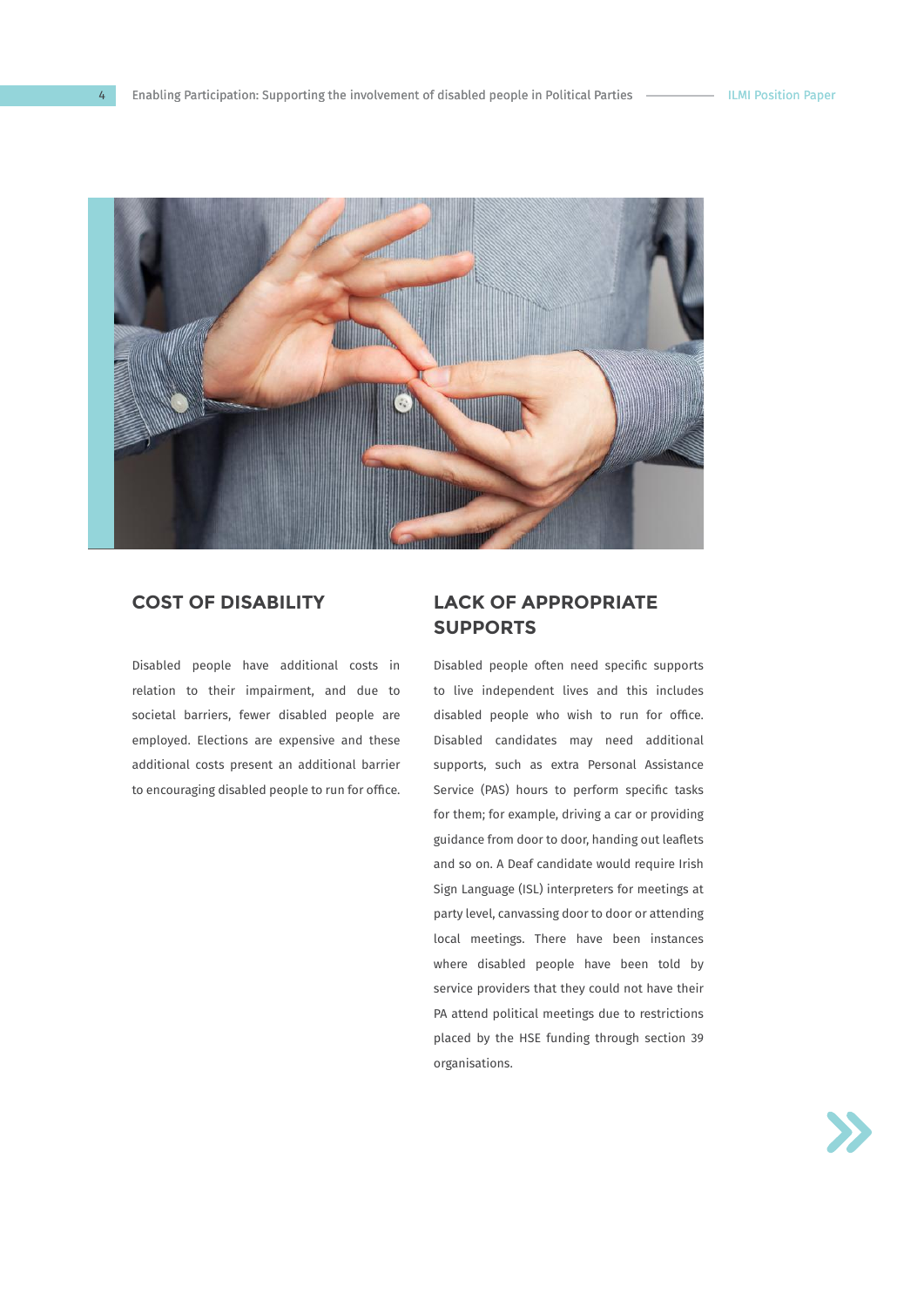## COST OF DISABILITY

Disabled people have additional costs in relation to their impairment, and due to societal barriers, fewer disabled people are employed. Elections are expensive and these additional costs present an additional barrier to encouraging disabled people to run for office.

## LACK OF APPROPRIATE SUPPORTS

Disabled people often need specific supports to live independent lives and this includes disabled people who wish to run for office. Disabled candidates may need additional supports, such as extra Personal Assistance Service (PAS) hours to perform specific tasks for them; for example, driving a car or providing guidance from door to door, handing out leaflets and so on. A Deaf candidate would require Irish Sign Language (ISL) interpreters for meetings at party level, canvassing door to door or attending local meetings. There have been instances where disabled people have been told by service providers that they could not have their PA attend political meetings due to restrictions placed by the HSE funding through section 39 organisations.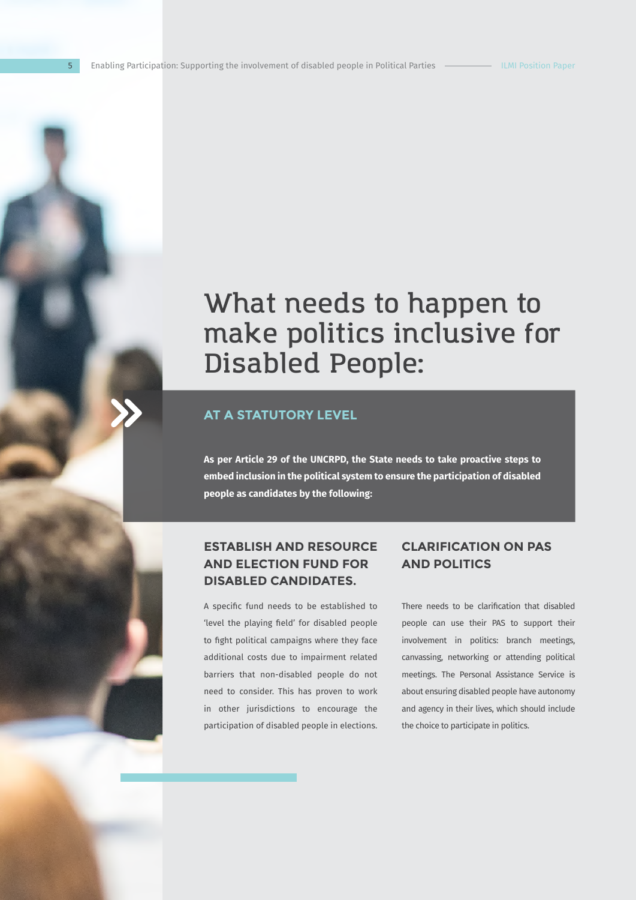# What needs to happen to make politics inclusive for Disabled People:

## AT A STATUTORY LEVEL

**As per Article 29 of the UNCRPD, the State needs to take proactive steps to embed inclusion in the political system to ensure the participation of disabled people as candidates by the following:**

### ESTABLISH AND RESOURCE AND ELECTION FUND FOR DISABLED CANDIDATES.

A specific fund needs to be established to 'level the playing field' for disabled people to fight political campaigns where they face additional costs due to impairment related barriers that non-disabled people do not need to consider. This has proven to work in other jurisdictions to encourage the participation of disabled people in elections.

### CLARIFICATION ON PAS AND POLITICS

There needs to be clarification that disabled people can use their PAS to support their involvement in politics: branch meetings, canvassing, networking or attending political meetings. The Personal Assistance Service is about ensuring disabled people have autonomy and agency in their lives, which should include the choice to participate in politics.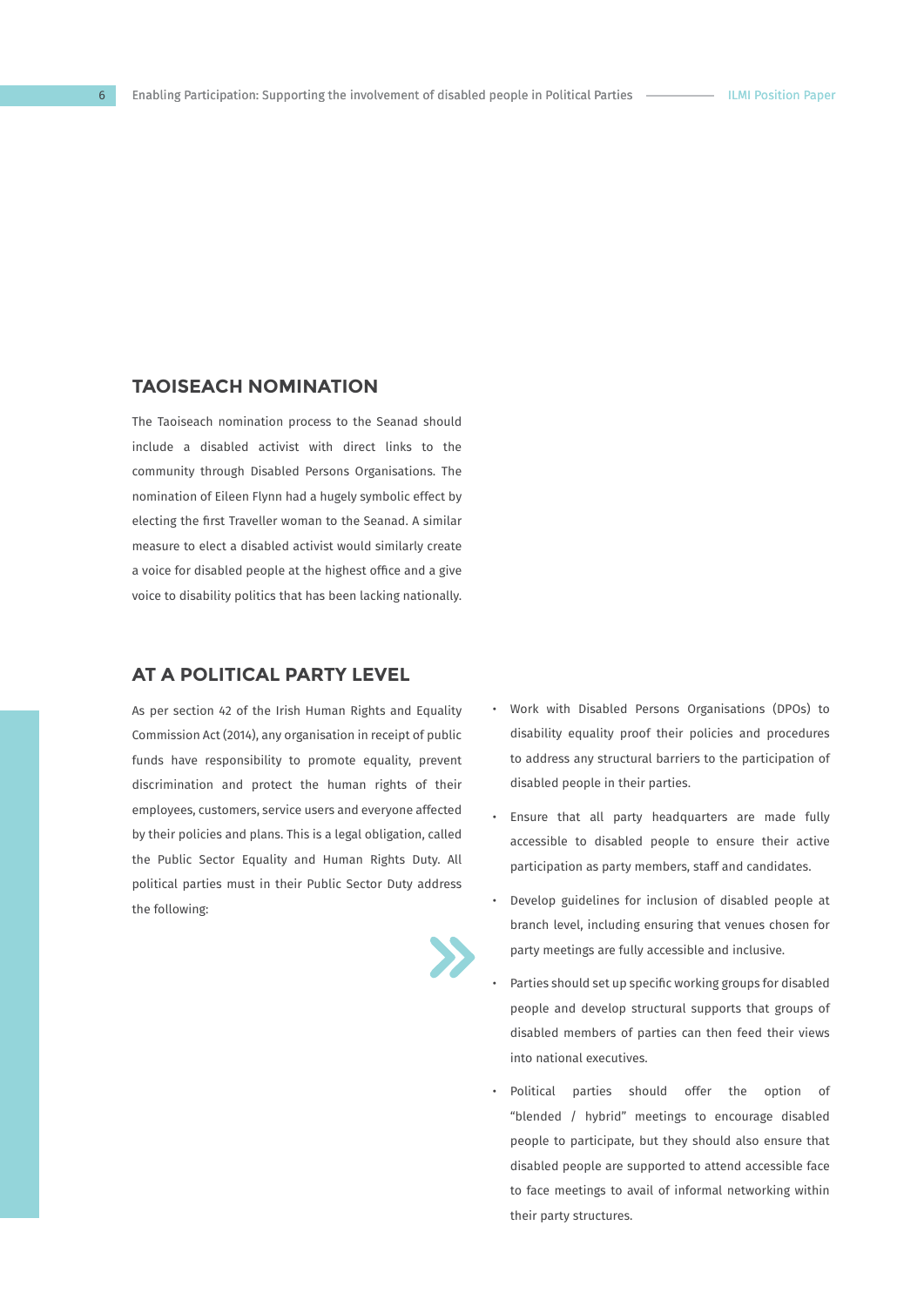## TAOISEACH NOMINATION

The Taoiseach nomination process to the Seanad should include a disabled activist with direct links to the community through Disabled Persons Organisations. The nomination of Eileen Flynn had a hugely symbolic effect by electing the first Traveller woman to the Seanad. A similar measure to elect a disabled activist would similarly create a voice for disabled people at the highest office and a give voice to disability politics that has been lacking nationally.

## AT A POLITICAL PARTY LEVEL

As per section 42 of the Irish Human Rights and Equality Commission Act (2014), any organisation in receipt of public funds have responsibility to promote equality, prevent discrimination and protect the human rights of their employees, customers, service users and everyone affected by their policies and plans. This is a legal obligation, called the Public Sector Equality and Human Rights Duty. All political parties must in their Public Sector Duty address the following:

- Work with Disabled Persons Organisations (DPOs) to disability equality proof their policies and procedures to address any structural barriers to the participation of disabled people in their parties.
- Ensure that all party headquarters are made fully accessible to disabled people to ensure their active participation as party members, staff and candidates.
- Develop guidelines for inclusion of disabled people at branch level, including ensuring that venues chosen for party meetings are fully accessible and inclusive.
- Parties should set up specific working groups for disabled people and develop structural supports that groups of disabled members of parties can then feed their views into national executives.
- Political parties should offer the option of "blended / hybrid" meetings to encourage disabled people to participate, but they should also ensure that disabled people are supported to attend accessible face to face meetings to avail of informal networking within their party structures.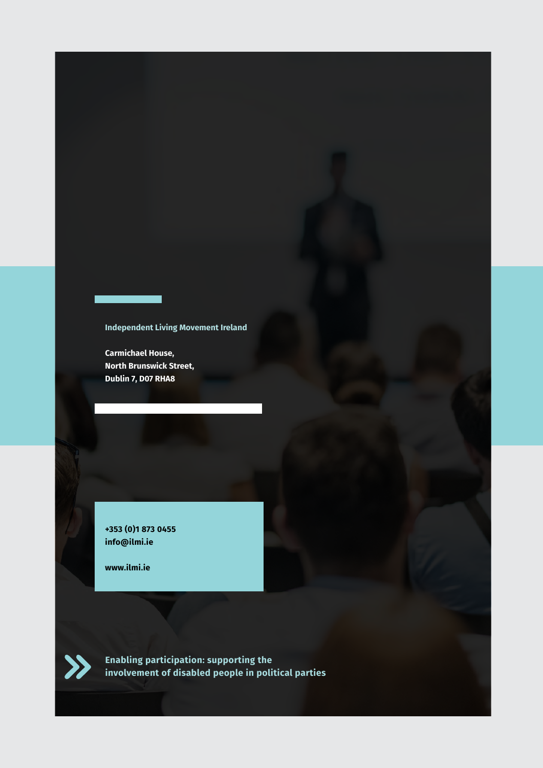**Independent Living Movement Ireland**

**Carmichael House,**
**North Brunswick Street,**
**Dublin 7, D07 RHA8**

**+353 (0)1 873 0455**
**info@ilmi.ie**

**www.ilmi.ie**

**Enabling participation: supporting the involvement of disabled people in political parties**